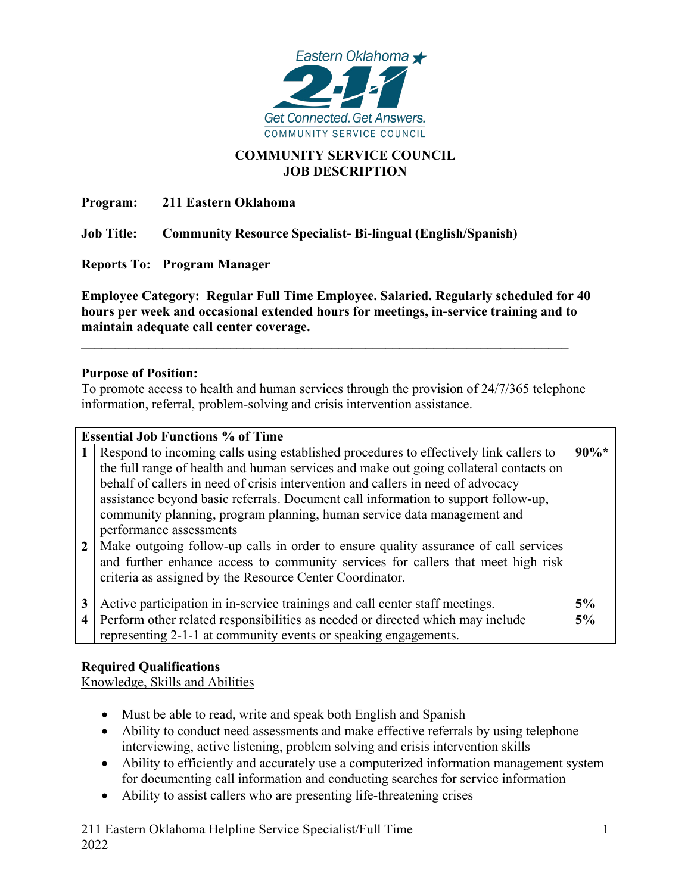## COMMUNITY SERVICE COUNCIL
## JOB DESCRIPTION

**Program:** **211 Eastern Oklahoma**

**Job Title:** **Community Resource Specialist- Bi-lingual (English/Spanish)**

**Reports To:** **Program Manager**

**Employee Category: Regular Full Time Employee. Salaried. Regularly scheduled for 40 hours per week and occasional extended hours for meetings, in-service training and to maintain adequate call center coverage.**

---

**Purpose of Position:**
To promote access to health and human services through the provision of 24/7/365 telephone information, referral, problem-solving and crisis intervention assistance.

| **Essential Job Functions % of Time** | | |
|---|---|---|
| **1** | Respond to incoming calls using established procedures to effectively link callers to the full range of health and human services and make out going collateral contacts on behalf of callers in need of crisis intervention and callers in need of advocacy assistance beyond basic referrals. Document call information to support follow-up, community planning, program planning, human service data management and performance assessments | **90%*** |
| **2** | Make outgoing follow-up calls in order to ensure quality assurance of call services and further enhance access to community services for callers that meet high risk criteria as assigned by the Resource Center Coordinator. | |
| **3** | Active participation in in-service trainings and call center staff meetings. | **5%** |
| **4** | Perform other related responsibilities as needed or directed which may include representing 2-1-1 at community events or speaking engagements. | **5%** |

**Required Qualifications**
Knowledge, Skills and Abilities

- Must be able to read, write and speak both English and Spanish
- Ability to conduct need assessments and make effective referrals by using telephone interviewing, active listening, problem solving and crisis intervention skills
- Ability to efficiently and accurately use a computerized information management system for documenting call information and conducting searches for service information
- Ability to assist callers who are presenting life-threatening crises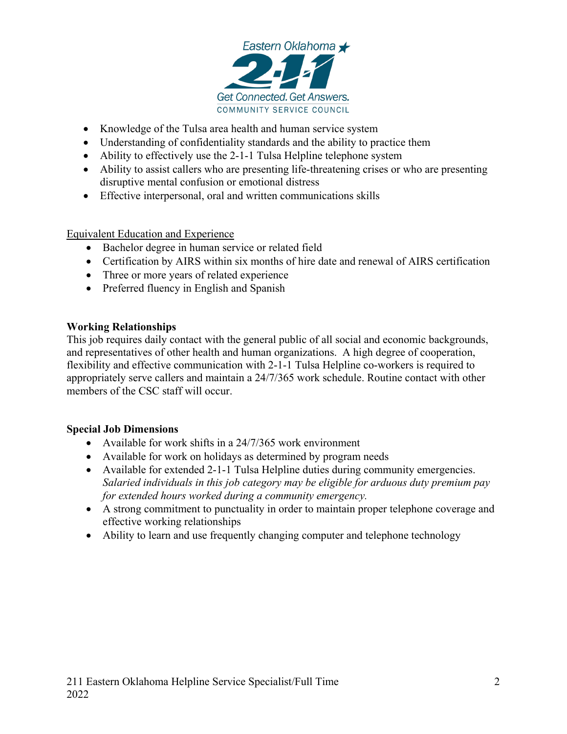- Knowledge of the Tulsa area health and human service system
- Understanding of confidentiality standards and the ability to practice them
- Ability to effectively use the 2-1-1 Tulsa Helpline telephone system
- Ability to assist callers who are presenting life-threatening crises or who are presenting disruptive mental confusion or emotional distress
- Effective interpersonal, oral and written communications skills

Equivalent Education and Experience

- Bachelor degree in human service or related field
- Certification by AIRS within six months of hire date and renewal of AIRS certification
- Three or more years of related experience
- Preferred fluency in English and Spanish

**Working Relationships**

This job requires daily contact with the general public of all social and economic backgrounds, and representatives of other health and human organizations. A high degree of cooperation, flexibility and effective communication with 2-1-1 Tulsa Helpline co-workers is required to appropriately serve callers and maintain a 24/7/365 work schedule. Routine contact with other members of the CSC staff will occur.

**Special Job Dimensions**

- Available for work shifts in a 24/7/365 work environment
- Available for work on holidays as determined by program needs
- Available for extended 2-1-1 Tulsa Helpline duties during community emergencies. *Salaried individuals in this job category may be eligible for arduous duty premium pay for extended hours worked during a community emergency.*
- A strong commitment to punctuality in order to maintain proper telephone coverage and effective working relationships
- Ability to learn and use frequently changing computer and telephone technology